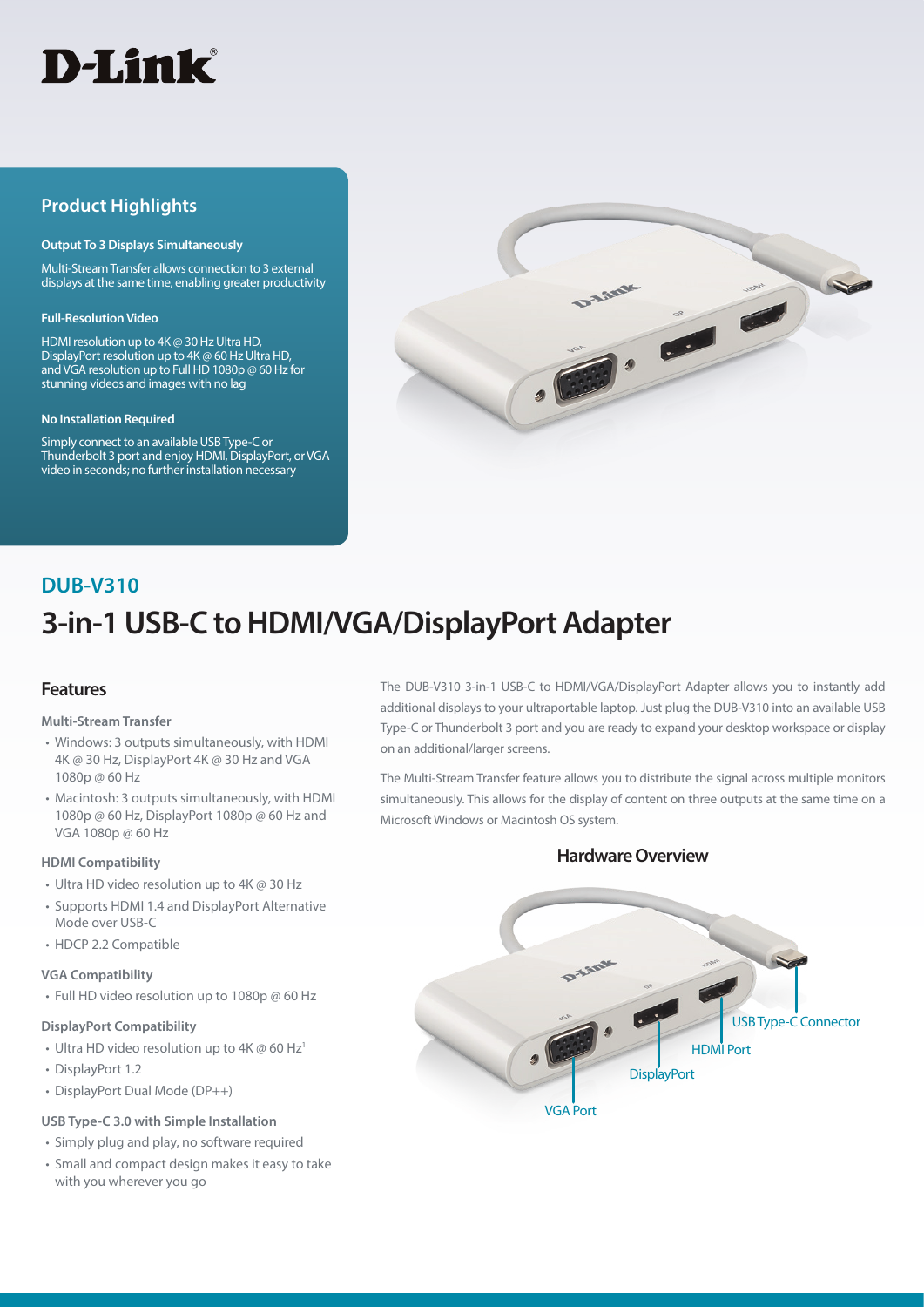D-Link

## Product Highlights

**Output To 3 Displays Simultaneously**

Multi-Stream Transfer allows connection to 3 external displays at the same time, enabling greater productivity

**Full-Resolution Video**

HDMI resolution up to 4K @ 30 Hz Ultra HD, DisplayPort resolution up to 4K @ 60 Hz Ultra HD, and VGA resolution up to Full HD 1080p @ 60 Hz for stunning videos and images with no lag

**No Installation Required**

Simply connect to an available USB Type-C or Thunderbolt 3 port and enjoy HDMI, DisplayPort, or VGA video in seconds; no further installation necessary

## DUB-V310

# 3-in-1 USB-C to HDMI/VGA/DisplayPort Adapter

## Features

**Multi-Stream Transfer**

- Windows: 3 outputs simultaneously, with HDMI 4K @ 30 Hz, DisplayPort 4K @ 30 Hz and VGA 1080p @ 60 Hz
- Macintosh: 3 outputs simultaneously, with HDMI 1080p @ 60 Hz, DisplayPort 1080p @ 60 Hz and VGA 1080p @ 60 Hz

**HDMI Compatibility**

- Ultra HD video resolution up to 4K @ 30 Hz
- Supports HDMI 1.4 and DisplayPort Alternative Mode over USB-C
- HDCP 2.2 Compatible

**VGA Compatibility**

- Full HD video resolution up to 1080p @ 60 Hz

**DisplayPort Compatibility**

- Ultra HD video resolution up to 4K @ 60 Hz[1]
- DisplayPort 1.2
- DisplayPort Dual Mode (DP++)

**USB Type-C 3.0 with Simple Installation**

- Simply plug and play, no software required
- Small and compact design makes it easy to take with you wherever you go

The DUB-V310 3-in-1 USB-C to HDMI/VGA/DisplayPort Adapter allows you to instantly add additional displays to your ultraportable laptop. Just plug the DUB-V310 into an available USB Type-C or Thunderbolt 3 port and you are ready to expand your desktop workspace or display on an additional/larger screens.

The Multi-Stream Transfer feature allows you to distribute the signal across multiple monitors simultaneously. This allows for the display of content on three outputs at the same time on a Microsoft Windows or Macintosh OS system.

### Hardware Overview

USB Type-C Connector

HDMI Port

DisplayPort

VGA Port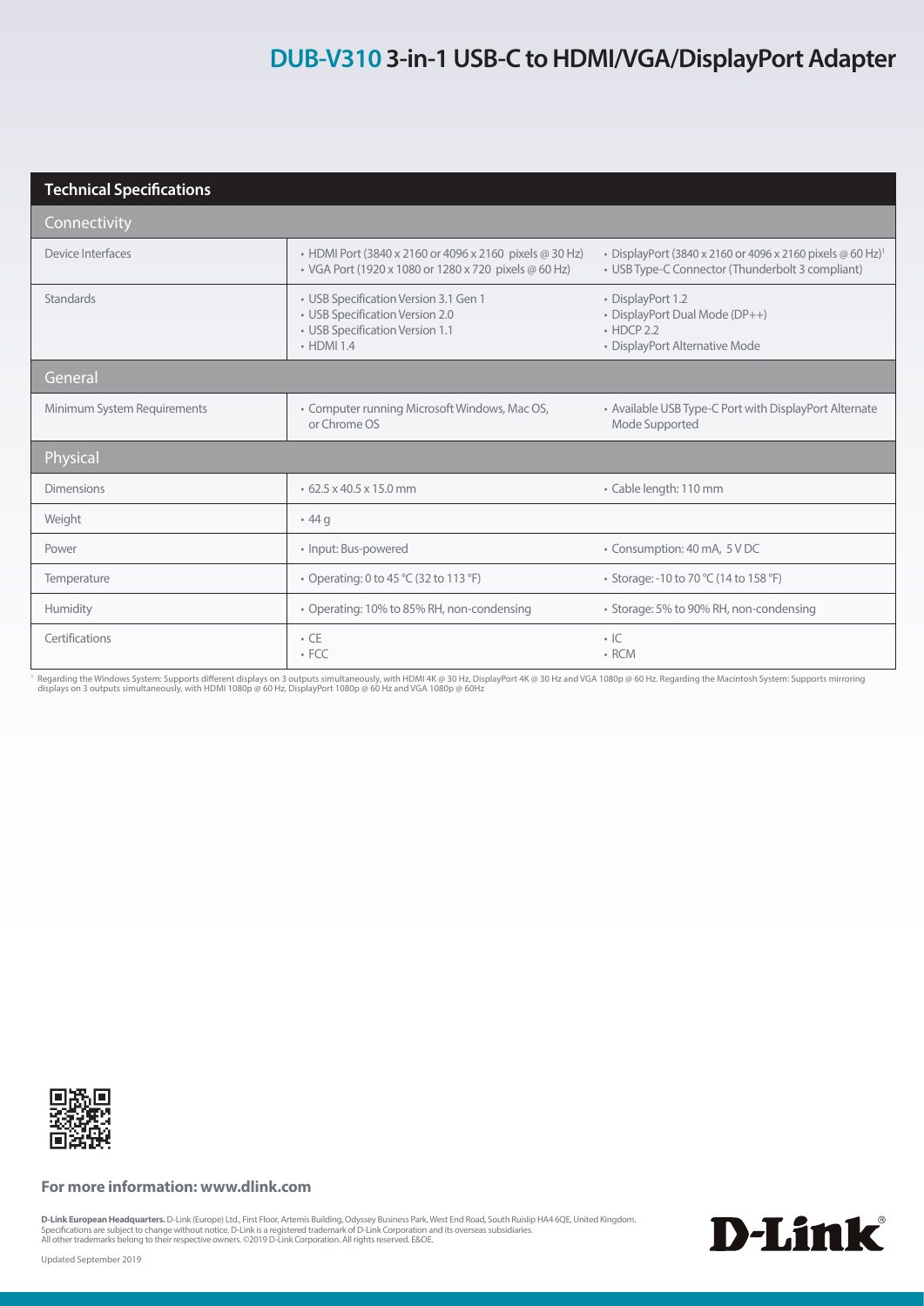# DUB-V310 3-in-1 USB-C to HDMI/VGA/DisplayPort Adapter

## Technical Specifications

| Technical Specifications | | |
|---|---|---|
| **Connectivity** | | |
| Device Interfaces | • HDMI Port (3840 x 2160 or 4096 x 2160 pixels @ 30 Hz)<br>• VGA Port (1920 x 1080 or 1280 x 720 pixels @ 60 Hz) | • DisplayPort (3840 x 2160 or 4096 x 2160 pixels @ 60 Hz)[1]<br>• USB Type-C Connector (Thunderbolt 3 compliant) |
| Standards | • USB Specification Version 3.1 Gen 1<br>• USB Specification Version 2.0<br>• USB Specification Version 1.1<br>• HDMI 1.4 | • DisplayPort 1.2<br>• DisplayPort Dual Mode (DP++)<br>• HDCP 2.2<br>• DisplayPort Alternative Mode |
| **General** | | |
| Minimum System Requirements | • Computer running Microsoft Windows, Mac OS, or Chrome OS | • Available USB Type-C Port with DisplayPort Alternate Mode Supported |
| **Physical** | | |
| Dimensions | • 62.5 x 40.5 x 15.0 mm | • Cable length: 110 mm |
| Weight | • 44 g | |
| Power | • Input: Bus-powered | • Consumption: 40 mA, 5 V DC |
| Temperature | • Operating: 0 to 45 °C (32 to 113 °F) | • Storage: -10 to 70 °C (14 to 158 °F) |
| Humidity | • Operating: 10% to 85% RH, non-condensing | • Storage: 5% to 90% RH, non-condensing |
| Certifications | • CE<br>• FCC | • IC<br>• RCM |

[1] Regarding the Windows System: Supports different displays on 3 outputs simultaneously, with HDMI 4K @ 30 Hz, DisplayPort 4K @ 30 Hz and VGA 1080p @ 60 Hz. Regarding the Macintosh System: Supports mirroring displays on 3 outputs simultaneously, with HDMI 1080p @ 60 Hz, DisplayPort 1080p @ 60 Hz and VGA 1080p @ 60Hz

**For more information: www.dlink.com**

**D-Link European Headquarters.** D-Link (Europe) Ltd., First Floor, Artemis Building, Odyssey Business Park, West End Road, South Ruislip HA4 6QE, United Kingdom. Specifications are subject to change without notice. D-Link is a registered trademark of D-Link Corporation and its overseas subsidiaries. All other trademarks belong to their respective owners. ©2019 D-Link Corporation. All rights reserved. E&OE.

D-Link®

Updated September 2019